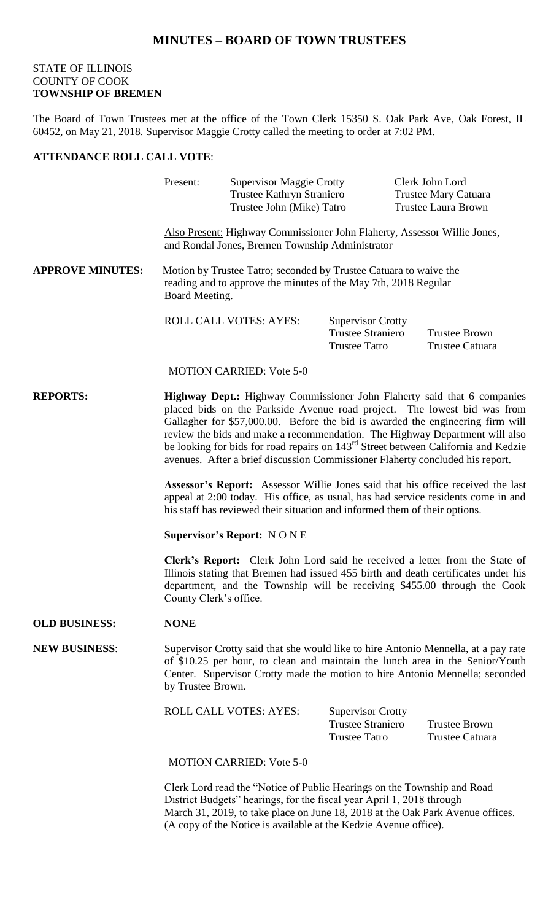# MINUTES – BOARD OF TOWN TRUSTEES

STATE OF ILLINOIS
COUNTY OF COOK
**TOWNSHIP OF BREMEN**

The Board of Town Trustees met at the office of the Town Clerk 15350 S. Oak Park Ave, Oak Forest, IL 60452, on May 21, 2018. Supervisor Maggie Crotty called the meeting to order at 7:02 PM.

**ATTENDANCE ROLL CALL VOTE**:

Present: Supervisor Maggie Crotty, Trustee Kathryn Straniero, Trustee John (Mike) Tatro, Clerk John Lord, Trustee Mary Catuara, Trustee Laura Brown

Also Present: Highway Commissioner John Flaherty, Assessor Willie Jones, and Rondal Jones, Bremen Township Administrator

**APPROVE MINUTES:** Motion by Trustee Tatro; seconded by Trustee Catuara to waive the reading and to approve the minutes of the May 7th, 2018 Regular Board Meeting.

ROLL CALL VOTES: AYES: Supervisor Crotty, Trustee Straniero, Trustee Tatro, Trustee Brown, Trustee Catuara

MOTION CARRIED: Vote 5-0

**REPORTS:** **Highway Dept.:** Highway Commissioner John Flaherty said that 6 companies placed bids on the Parkside Avenue road project. The lowest bid was from Gallagher for $57,000.00. Before the bid is awarded the engineering firm will review the bids and make a recommendation. The Highway Department will also be looking for bids for road repairs on 143rd Street between California and Kedzie avenues. After a brief discussion Commissioner Flaherty concluded his report.

**Assessor's Report:** Assessor Willie Jones said that his office received the last appeal at 2:00 today. His office, as usual, has had service residents come in and his staff has reviewed their situation and informed them of their options.

**Supervisor's Report:** N O N E

**Clerk's Report:** Clerk John Lord said he received a letter from the State of Illinois stating that Bremen had issued 455 birth and death certificates under his department, and the Township will be receiving $455.00 through the Cook County Clerk's office.

**OLD BUSINESS:** **NONE**

**NEW BUSINESS**: Supervisor Crotty said that she would like to hire Antonio Mennella, at a pay rate of $10.25 per hour, to clean and maintain the lunch area in the Senior/Youth Center. Supervisor Crotty made the motion to hire Antonio Mennella; seconded by Trustee Brown.

ROLL CALL VOTES: AYES: Supervisor Crotty, Trustee Straniero, Trustee Tatro, Trustee Brown, Trustee Catuara

MOTION CARRIED: Vote 5-0

Clerk Lord read the "Notice of Public Hearings on the Township and Road District Budgets" hearings, for the fiscal year April 1, 2018 through March 31, 2019, to take place on June 18, 2018 at the Oak Park Avenue offices. (A copy of the Notice is available at the Kedzie Avenue office).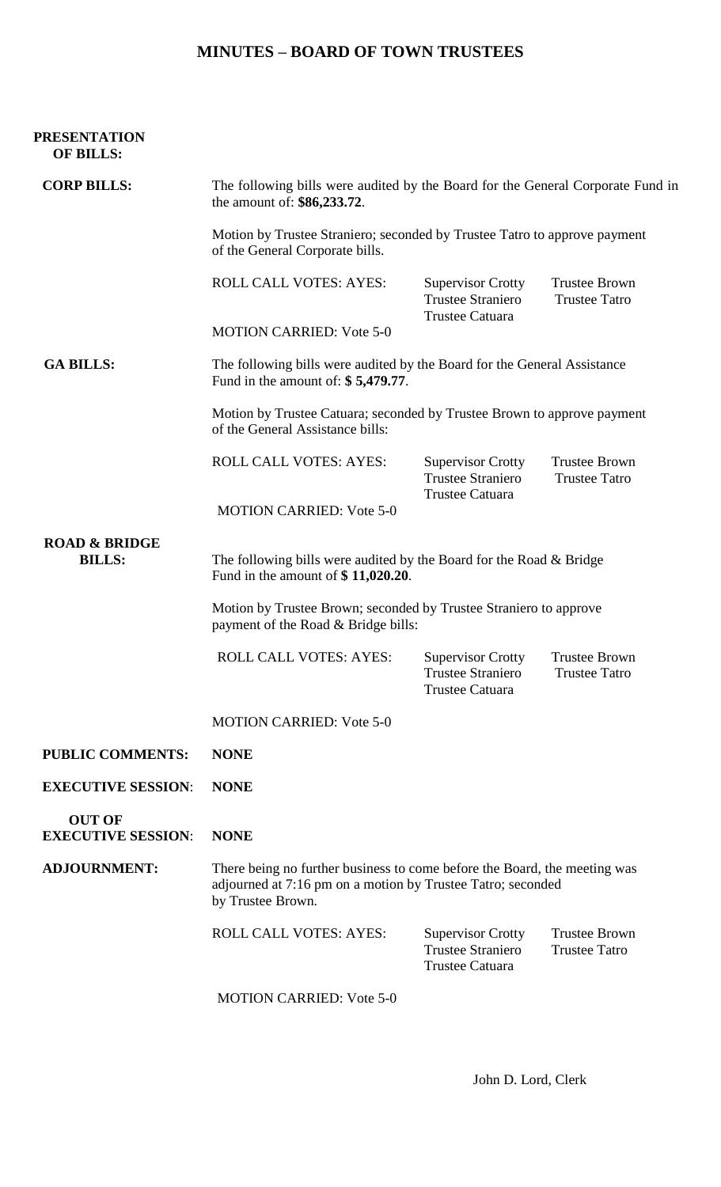# MINUTES – BOARD OF TOWN TRUSTEES

**PRESENTATION OF BILLS:**

**CORP BILLS:**

The following bills were audited by the Board for the General Corporate Fund in the amount of: **$86,233.72**.

Motion by Trustee Straniero; seconded by Trustee Tatro to approve payment of the General Corporate bills.

| | | |
|---|---|---|
| ROLL CALL VOTES: AYES: | Supervisor Crotty<br>Trustee Straniero<br>Trustee Catuara | Trustee Brown<br>Trustee Tatro |

MOTION CARRIED: Vote 5-0

**GA BILLS:**

The following bills were audited by the Board for the General Assistance Fund in the amount of: **$ 5,479.77**.

Motion by Trustee Catuara; seconded by Trustee Brown to approve payment of the General Assistance bills:

| | | |
|---|---|---|
| ROLL CALL VOTES: AYES: | Supervisor Crotty<br>Trustee Straniero<br>Trustee Catuara | Trustee Brown<br>Trustee Tatro |

MOTION CARRIED: Vote 5-0

**ROAD & BRIDGE BILLS:**

The following bills were audited by the Board for the Road & Bridge Fund in the amount of **$ 11,020.20**.

Motion by Trustee Brown; seconded by Trustee Straniero to approve payment of the Road & Bridge bills:

| | | |
|---|---|---|
| ROLL CALL VOTES: AYES: | Supervisor Crotty<br>Trustee Straniero<br>Trustee Catuara | Trustee Brown<br>Trustee Tatro |

MOTION CARRIED: Vote 5-0

**PUBLIC COMMENTS:** **NONE**

**EXECUTIVE SESSION:** **NONE**

**OUT OF EXECUTIVE SESSION:** **NONE**

**ADJOURNMENT:**

There being no further business to come before the Board, the meeting was adjourned at 7:16 pm on a motion by Trustee Tatro; seconded by Trustee Brown.

| | | |
|---|---|---|
| ROLL CALL VOTES: AYES: | Supervisor Crotty<br>Trustee Straniero<br>Trustee Catuara | Trustee Brown<br>Trustee Tatro |

MOTION CARRIED: Vote 5-0

John D. Lord, Clerk